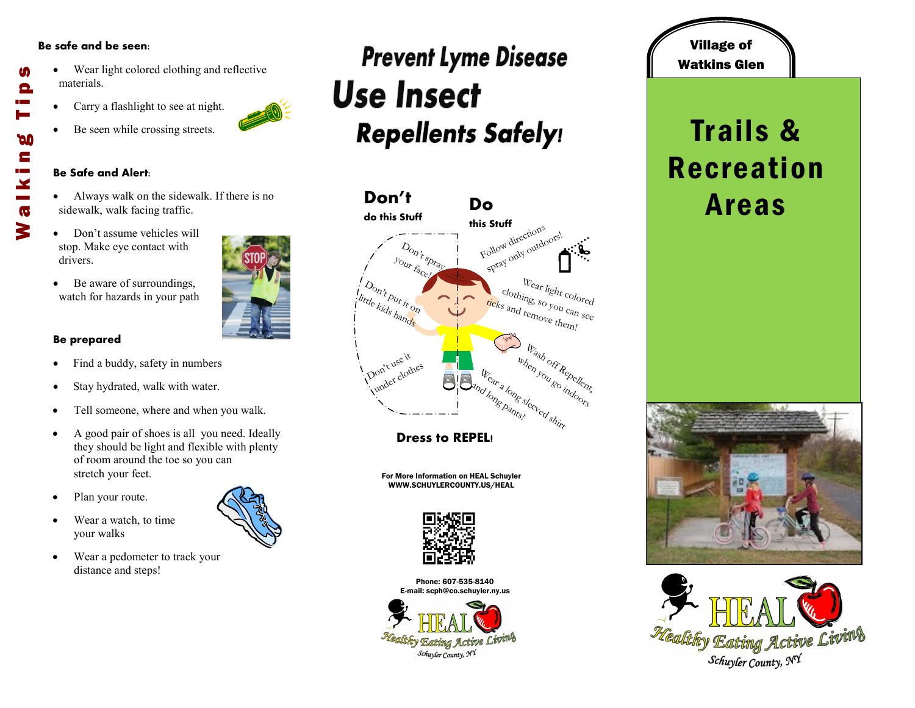# Walking Tips

**Be safe and be seen:**

- Wear light colored clothing and reflective materials.
- Carry a flashlight to see at night.
- Be seen while crossing streets.

**Be Safe and Alert:**

- Always walk on the sidewalk. If there is no sidewalk, walk facing traffic.
- Don't assume vehicles will stop. Make eye contact with drivers.
- Be aware of surroundings, watch for hazards in your path

**Be prepared**

- Find a buddy, safety in numbers
- Stay hydrated, walk with water.
- Tell someone, where and when you walk.
- A good pair of shoes is all you need. Ideally they should be light and flexible with plenty of room around the toe so you can stretch your feet.
- Plan your route.
- Wear a watch, to time your walks
- Wear a pedometer to track your distance and steps!

# Prevent Lyme Disease

# Use Insect Repellents Safely!

**Don't** do this Stuff

- Don't spray your face!
- Don't put it on little kids hands
- Don't use it under clothes

**Do** this Stuff

- Follow directions spray only outdoors!
- Wear light colored clothing, so you can see ticks and remove them!
- Wash off Repellent, when you go indoors
- Wear a long sleeved shirt and long pants!

**Dress to REPEL!**

For More Information on HEAL Schuyler
WWW.SCHUYLERCOUNTY.US/HEAL

Phone: 607-535-8140
E-mail: scph@co.schuyler.ny.us

HEAL Healthy Eating Active Living Schuyler County, NY

**Village of Watkins Glen**

# Trails & Recreation Areas

HEAL Healthy Eating Active Living Schuyler County, NY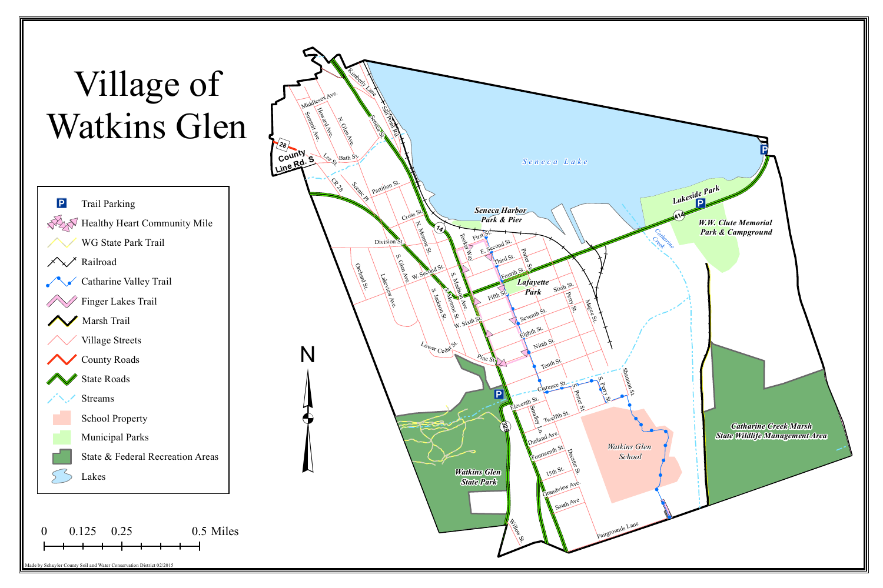# Village of Watkins Glen

- Trail Parking
- Healthy Heart Community Mile
- WG State Park Trail
- Railroad
- Catharine Valley Trail
- Finger Lakes Trail
- Marsh Trail
- Village Streets
- County Roads
- State Roads
- Streams
- School Property
- Municipal Parks
- State & Federal Recreation Areas
- Lakes

0 0.125 0.25 0.5 Miles

N

Seneca Lake

Seneca Harbor Park & Pier

Lafayette Park

Lakeside Park

W.W. Clute Memorial Park & Campground

Catharine Creek Marsh State Wildlife Management Area

Watkins Glen State Park

Watkins Glen School

Catharine Creek

County Line Rd. S

28

14

414

329

Middlesex Ave.
Summit Ave.
Howard Ave.
N. Glen Ave.
Kimberly Lane
Salt Point Rd.
Seneca St.
Lee St.
Bath St.
CR 28
Scenic Pl.
Partition St.
Cross St.
N. Monroe St.
Division St.
Orchard St.
Lakeview Ave.
S. Glen Ave.
W. Second St.
S. Jackson St.
S. Monroe St.
S. Madison Ave.
W. Sixth St.
Tooker Way
First St.
E. Second St.
Third St.
Fourth St.
Fifth St.
Porter St.
Sixth St.
Perry St.
Magee St.
Seventh St.
Eighth St.
Ninth St.
Tenth St.
Lower Cedar St.
Pine St.
Clarence St.
S. Perry St.
Shannon St.
S. Porter St.
Eleventh St.
Smalley Ln.
Twelfth St.
Durland Ave.
Fourteenth St.
Decatur St.
15th St.
Grandview Ave.
South Ave
Willow St.
Fairgrounds Lane

Made by Schuyler County Soil and Water Conservation District 02/2015